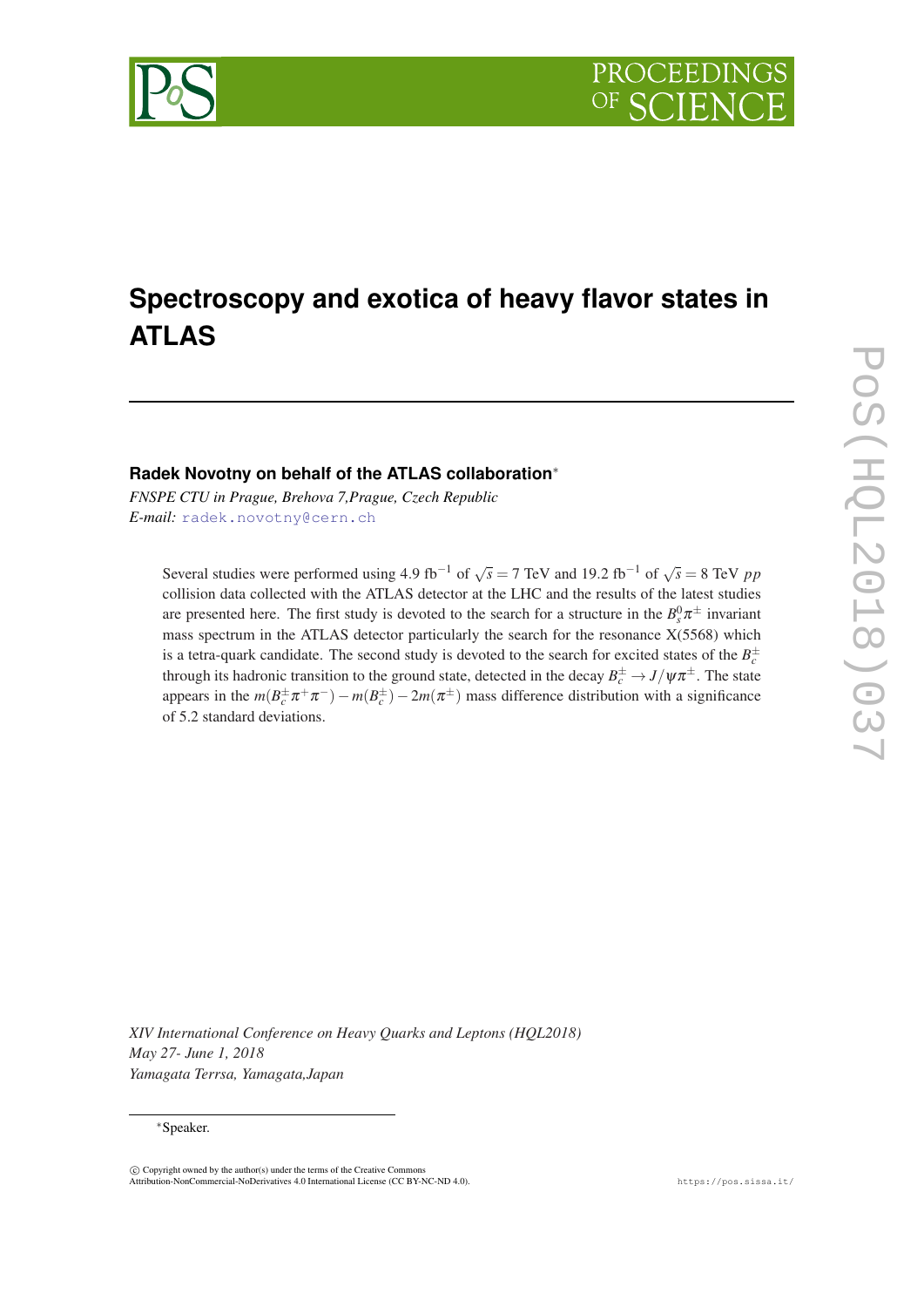# Spectroscopy and exotica of heavy flavor states in ATLAS

**Radek Novotny on behalf of the ATLAS collaboration***

*FNSPE CTU in Prague, Brehova 7,Prague, Czech Republic*
*E-mail:* radek.novotny@cern.ch

Several studies were performed using 4.9 fb$^{-1}$ of $\sqrt{s} = 7$ TeV and 19.2 fb$^{-1}$ of $\sqrt{s} = 8$ TeV $pp$ collision data collected with the ATLAS detector at the LHC and the results of the latest studies are presented here. The first study is devoted to the search for a structure in the $B_s^0\pi^{\pm}$ invariant mass spectrum in the ATLAS detector particularly the search for the resonance X(5568) which is a tetra-quark candidate. The second study is devoted to the search for excited states of the $B_c^{\pm}$ through its hadronic transition to the ground state, detected in the decay $B_c^{\pm} \to J/\psi\pi^{\pm}$. The state appears in the $m(B_c^{\pm}\pi^+\pi^-) - m(B_c^{\pm}) - 2m(\pi^{\pm})$ mass difference distribution with a significance of 5.2 standard deviations.

*XIV International Conference on Heavy Quarks and Leptons (HQL2018)*
*May 27- June 1, 2018*
*Yamagata Terrsa, Yamagata,Japan*

*Speaker.

© Copyright owned by the author(s) under the terms of the Creative Commons Attribution-NonCommercial-NoDerivatives 4.0 International License (CC BY-NC-ND 4.0).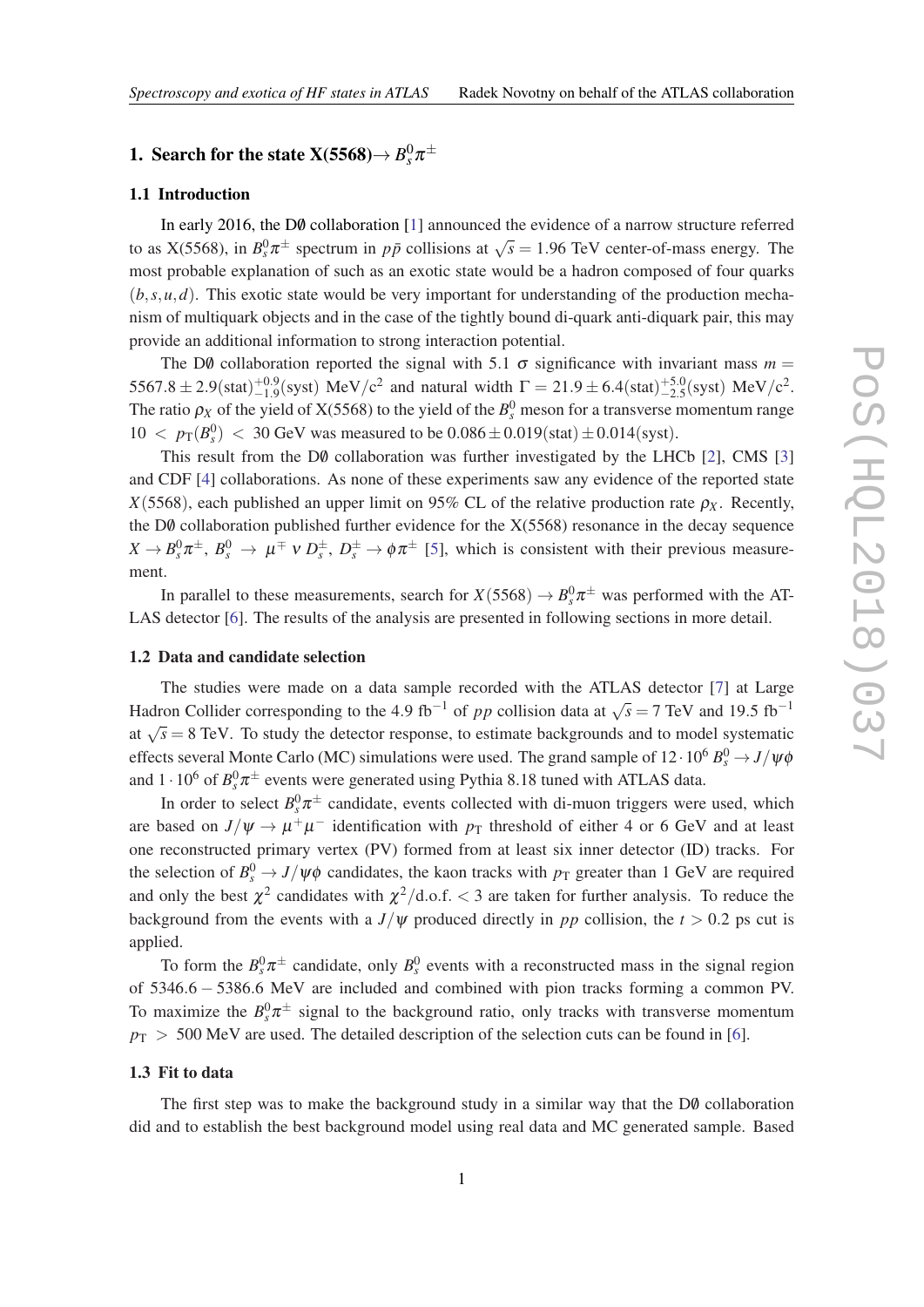# 1. Search for the state X(5568)$\rightarrow B_s^0\pi^\pm$

## 1.1 Introduction

In early 2016, the D∅ collaboration [1] announced the evidence of a narrow structure referred to as X(5568), in $B_s^0\pi^\pm$ spectrum in $p\bar{p}$ collisions at $\sqrt{s} = 1.96$ TeV center-of-mass energy. The most probable explanation of such as an exotic state would be a hadron composed of four quarks $(b,s,u,d)$. This exotic state would be very important for understanding of the production mechanism of multiquark objects and in the case of the tightly bound di-quark anti-diquark pair, this may provide an additional information to strong interaction potential.

The D∅ collaboration reported the signal with 5.1 $\sigma$ significance with invariant mass $m = 5567.8 \pm 2.9(\text{stat})^{+0.9}_{-1.9}(\text{syst})$ MeV/c$^2$ and natural width $\Gamma = 21.9 \pm 6.4(\text{stat})^{+5.0}_{-2.5}(\text{syst})$ MeV/c$^2$. The ratio $\rho_X$ of the yield of X(5568) to the yield of the $B_s^0$ meson for a transverse momentum range $10 < p_{\text{T}}(B_s^0) < 30$ GeV was measured to be $0.086 \pm 0.019(\text{stat}) \pm 0.014(\text{syst})$.

This result from the D∅ collaboration was further investigated by the LHCb [2], CMS [3] and CDF [4] collaborations. As none of these experiments saw any evidence of the reported state $X(5568)$, each published an upper limit on 95% CL of the relative production rate $\rho_X$. Recently, the D∅ collaboration published further evidence for the X(5568) resonance in the decay sequence $X \rightarrow B_s^0\pi^\pm$, $B_s^0 \rightarrow \mu^\mp \nu D_s^\pm$, $D_s^\pm \rightarrow \phi\pi^\pm$ [5], which is consistent with their previous measurement.

In parallel to these measurements, search for $X(5568) \rightarrow B_s^0\pi^\pm$ was performed with the ATLAS detector [6]. The results of the analysis are presented in following sections in more detail.

## 1.2 Data and candidate selection

The studies were made on a data sample recorded with the ATLAS detector [7] at Large Hadron Collider corresponding to the 4.9 fb$^{-1}$ of $pp$ collision data at $\sqrt{s} = 7$ TeV and 19.5 fb$^{-1}$ at $\sqrt{s} = 8$ TeV. To study the detector response, to estimate backgrounds and to model systematic effects several Monte Carlo (MC) simulations were used. The grand sample of $12 \cdot 10^6$ $B_s^0 \rightarrow J/\psi\phi$ and $1 \cdot 10^6$ of $B_s^0\pi^\pm$ events were generated using Pythia 8.18 tuned with ATLAS data.

In order to select $B_s^0\pi^\pm$ candidate, events collected with di-muon triggers were used, which are based on $J/\psi \rightarrow \mu^+\mu^-$ identification with $p_{\text{T}}$ threshold of either 4 or 6 GeV and at least one reconstructed primary vertex (PV) formed from at least six inner detector (ID) tracks. For the selection of $B_s^0 \rightarrow J/\psi\phi$ candidates, the kaon tracks with $p_{\text{T}}$ greater than 1 GeV are required and only the best $\chi^2$ candidates with $\chi^2/\text{d.o.f.} < 3$ are taken for further analysis. To reduce the background from the events with a $J/\psi$ produced directly in $pp$ collision, the $t > 0.2$ ps cut is applied.

To form the $B_s^0\pi^\pm$ candidate, only $B_s^0$ events with a reconstructed mass in the signal region of $5346.6 - 5386.6$ MeV are included and combined with pion tracks forming a common PV. To maximize the $B_s^0\pi^\pm$ signal to the background ratio, only tracks with transverse momentum $p_{\text{T}} > 500$ MeV are used. The detailed description of the selection cuts can be found in [6].

## 1.3 Fit to data

The first step was to make the background study in a similar way that the D∅ collaboration did and to establish the best background model using real data and MC generated sample. Based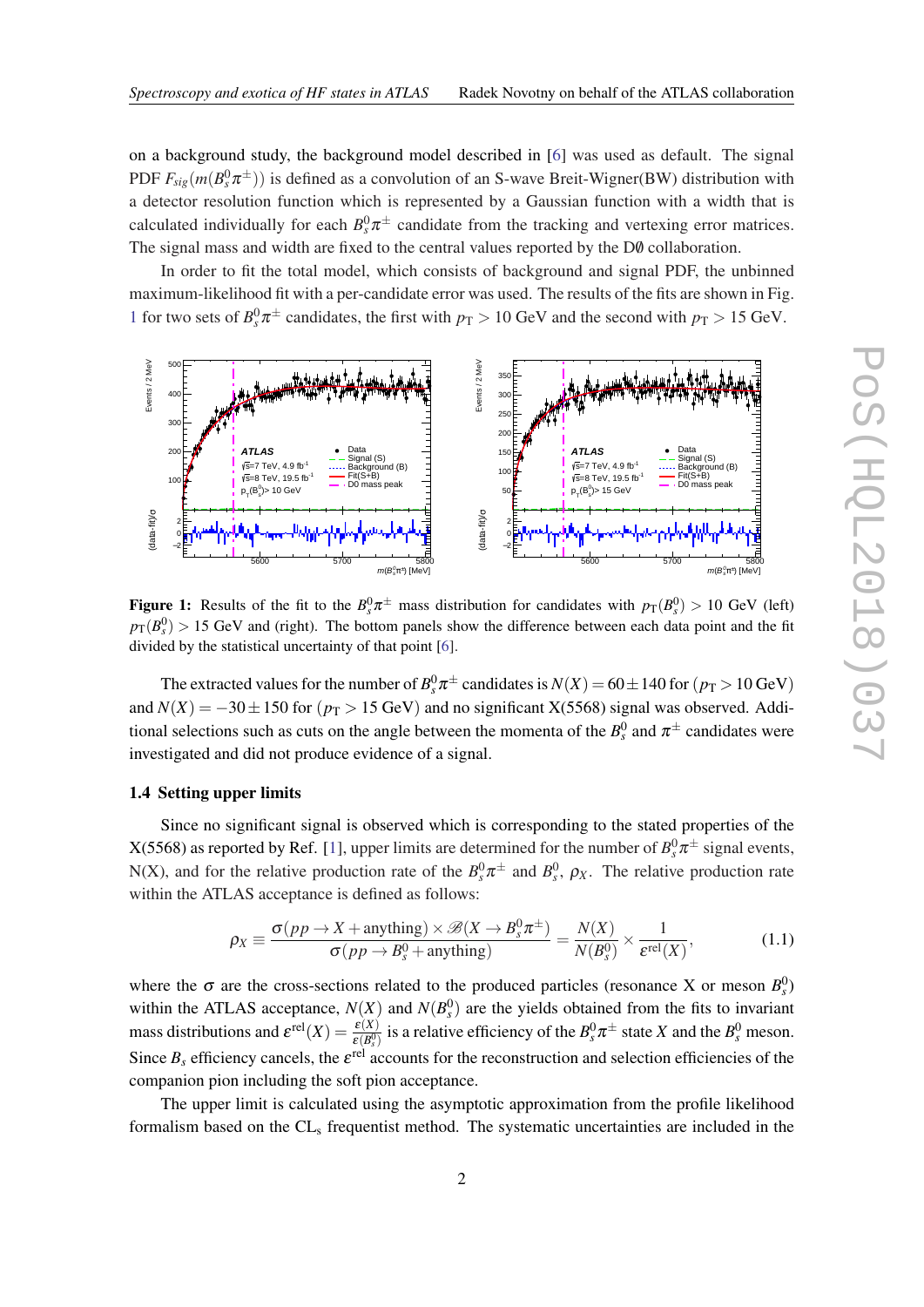on a background study, the background model described in [6] was used as default. The signal PDF $F_{sig}(m(B_s^0\pi^\pm))$ is defined as a convolution of an S-wave Breit-Wigner(BW) distribution with a detector resolution function which is represented by a Gaussian function with a width that is calculated individually for each $B_s^0\pi^\pm$ candidate from the tracking and vertexing error matrices. The signal mass and width are fixed to the central values reported by the D0 collaboration.

In order to fit the total model, which consists of background and signal PDF, the unbinned maximum-likelihood fit with a per-candidate error was used. The results of the fits are shown in Fig. 1 for two sets of $B_s^0\pi^\pm$ candidates, the first with $p_T > 10$ GeV and the second with $p_T > 15$ GeV.

**Figure 1:** Results of the fit to the $B_s^0\pi^\pm$ mass distribution for candidates with $p_T(B_s^0) > 10$ GeV (left) $p_T(B_s^0) > 15$ GeV and (right). The bottom panels show the difference between each data point and the fit divided by the statistical uncertainty of that point [6].

The extracted values for the number of $B_s^0\pi^\pm$ candidates is $N(X) = 60 \pm 140$ for ($p_T > 10$ GeV) and $N(X) = -30 \pm 150$ for ($p_T > 15$ GeV) and no significant X(5568) signal was observed. Additional selections such as cuts on the angle between the momenta of the $B_s^0$ and $\pi^\pm$ candidates were investigated and did not produce evidence of a signal.

### 1.4 Setting upper limits

Since no significant signal is observed which is corresponding to the stated properties of the X(5568) as reported by Ref. [1], upper limits are determined for the number of $B_s^0\pi^\pm$ signal events, N(X), and for the relative production rate of the $B_s^0\pi^\pm$ and $B_s^0$, $\rho_X$. The relative production rate within the ATLAS acceptance is defined as follows:

$$\rho_X \equiv \frac{\sigma(pp \to X + \text{anything}) \times \mathscr{B}(X \to B_s^0\pi^\pm)}{\sigma(pp \to B_s^0 + \text{anything})} = \frac{N(X)}{N(B_s^0)} \times \frac{1}{\varepsilon^{\text{rel}}(X)}, \tag{1.1}$$

where the $\sigma$ are the cross-sections related to the produced particles (resonance X or meson $B_s^0$) within the ATLAS acceptance, $N(X)$ and $N(B_s^0)$ are the yields obtained from the fits to invariant mass distributions and $\varepsilon^{\text{rel}}(X) = \frac{\varepsilon(X)}{\varepsilon(B_s^0)}$ is a relative efficiency of the $B_s^0\pi^\pm$ state $X$ and the $B_s^0$ meson. Since $B_s$ efficiency cancels, the $\varepsilon^{\text{rel}}$ accounts for the reconstruction and selection efficiencies of the companion pion including the soft pion acceptance.

The upper limit is calculated using the asymptotic approximation from the profile likelihood formalism based on the CL$_\text{s}$ frequentist method. The systematic uncertainties are included in the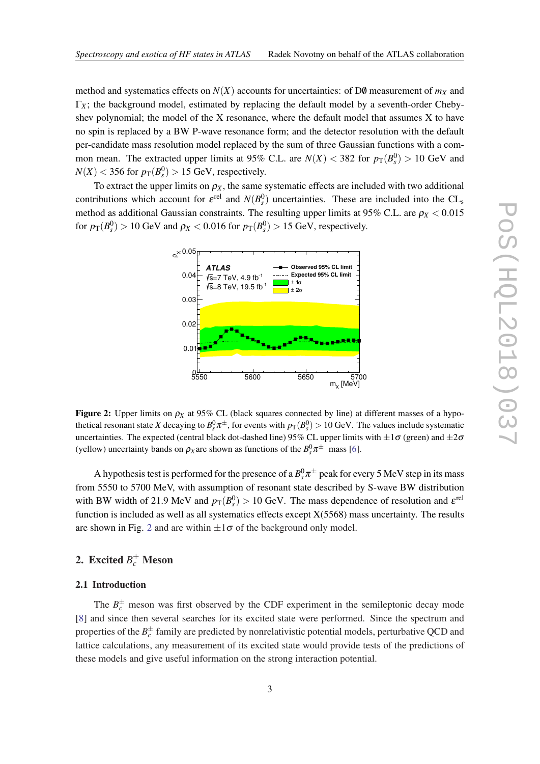method and systematics effects on $N(X)$ accounts for uncertainties: of D∅ measurement of $m_X$ and $\Gamma_X$; the background model, estimated by replacing the default model by a seventh-order Chebyshev polynomial; the model of the X resonance, where the default model that assumes X to have no spin is replaced by a BW P-wave resonance form; and the detector resolution with the default per-candidate mass resolution model replaced by the sum of three Gaussian functions with a common mean. The extracted upper limits at 95% C.L. are $N(X) < 382$ for $p_T(B_s^0) > 10$ GeV and $N(X) < 356$ for $p_T(B_s^0) > 15$ GeV, respectively.

To extract the upper limits on $\rho_X$, the same systematic effects are included with two additional contributions which account for $\varepsilon^{rel}$ and $N(B_s^0)$ uncertainties. These are included into the CL$_s$ method as additional Gaussian constraints. The resulting upper limits at 95% C.L. are $\rho_X < 0.015$ for $p_T(B_s^0) > 10$ GeV and $\rho_X < 0.016$ for $p_T(B_s^0) > 15$ GeV, respectively.

**Figure 2:** Upper limits on $\rho_X$ at 95% CL (black squares connected by line) at different masses of a hypothetical resonant state $X$ decaying to $B_s^0\pi^\pm$, for events with $p_T(B_s^0) > 10$ GeV. The values include systematic uncertainties. The expected (central black dot-dashed line) 95% CL upper limits with $\pm1\sigma$ (green) and $\pm2\sigma$ (yellow) uncertainty bands on $\rho_X$ are shown as functions of the $B_s^0\pi^\pm$ mass [6].

A hypothesis test is performed for the presence of a $B_s^0\pi^\pm$ peak for every 5 MeV step in its mass from 5550 to 5700 MeV, with assumption of resonant state described by S-wave BW distribution with BW width of 21.9 MeV and $p_T(B_s^0) > 10$ GeV. The mass dependence of resolution and $\varepsilon^{rel}$ function is included as well as all systematics effects except X(5568) mass uncertainty. The results are shown in Fig. 2 and are within $\pm1\sigma$ of the background only model.

## 2. Excited $B_c^\pm$ Meson

### 2.1 Introduction

The $B_c^\pm$ meson was first observed by the CDF experiment in the semileptonic decay mode [8] and since then several searches for its excited state were performed. Since the spectrum and properties of the $B_c^\pm$ family are predicted by nonrelativistic potential models, perturbative QCD and lattice calculations, any measurement of its excited state would provide tests of the predictions of these models and give useful information on the strong interaction potential.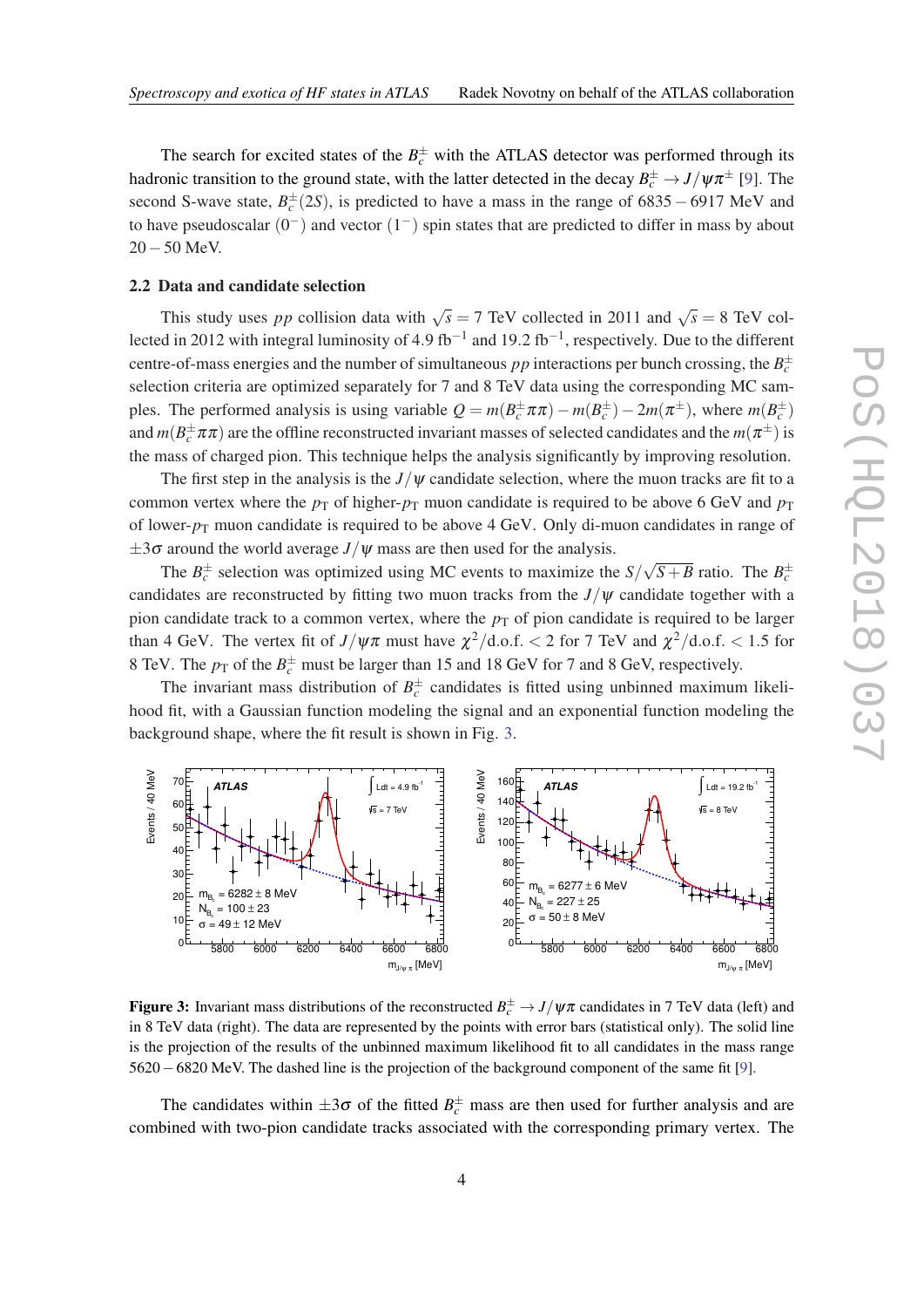The search for excited states of the $B_c^\pm$ with the ATLAS detector was performed through its hadronic transition to the ground state, with the latter detected in the decay $B_c^\pm \to J/\psi\pi^\pm$ [9]. The second S-wave state, $B_c^\pm(2S)$, is predicted to have a mass in the range of $6835-6917$ MeV and to have pseudoscalar $(0^-)$ and vector $(1^-)$ spin states that are predicted to differ in mass by about $20-50$ MeV.

### 2.2 Data and candidate selection

This study uses $pp$ collision data with $\sqrt{s} = 7$ TeV collected in 2011 and $\sqrt{s} = 8$ TeV collected in 2012 with integral luminosity of 4.9 fb$^{-1}$ and 19.2 fb$^{-1}$, respectively. Due to the different centre-of-mass energies and the number of simultaneous $pp$ interactions per bunch crossing, the $B_c^\pm$ selection criteria are optimized separately for 7 and 8 TeV data using the corresponding MC samples. The performed analysis is using variable $Q = m(B_c^\pm\pi\pi) - m(B_c^\pm) - 2m(\pi^\pm)$, where $m(B_c^\pm)$ and $m(B_c^\pm\pi\pi)$ are the offline reconstructed invariant masses of selected candidates and the $m(\pi^\pm)$ is the mass of charged pion. This technique helps the analysis significantly by improving resolution.

The first step in the analysis is the $J/\psi$ candidate selection, where the muon tracks are fit to a common vertex where the $p_T$ of higher-$p_T$ muon candidate is required to be above 6 GeV and $p_T$ of lower-$p_T$ muon candidate is required to be above 4 GeV. Only di-muon candidates in range of $\pm 3\sigma$ around the world average $J/\psi$ mass are then used for the analysis.

The $B_c^\pm$ selection was optimized using MC events to maximize the $S/\sqrt{S+B}$ ratio. The $B_c^\pm$ candidates are reconstructed by fitting two muon tracks from the $J/\psi$ candidate together with a pion candidate track to a common vertex, where the $p_T$ of pion candidate is required to be larger than 4 GeV. The vertex fit of $J/\psi\pi$ must have $\chi^2/\text{d.o.f.} < 2$ for 7 TeV and $\chi^2/\text{d.o.f.} < 1.5$ for 8 TeV. The $p_T$ of the $B_c^\pm$ must be larger than 15 and 18 GeV for 7 and 8 GeV, respectively.

The invariant mass distribution of $B_c^\pm$ candidates is fitted using unbinned maximum likelihood fit, with a Gaussian function modeling the signal and an exponential function modeling the background shape, where the fit result is shown in Fig. 3.

**Figure 3:** Invariant mass distributions of the reconstructed $B_c^\pm \to J/\psi\pi$ candidates in 7 TeV data (left) and in 8 TeV data (right). The data are represented by the points with error bars (statistical only). The solid line is the projection of the results of the unbinned maximum likelihood fit to all candidates in the mass range $5620-6820$ MeV. The dashed line is the projection of the background component of the same fit [9].

The candidates within $\pm 3\sigma$ of the fitted $B_c^\pm$ mass are then used for further analysis and are combined with two-pion candidate tracks associated with the corresponding primary vertex. The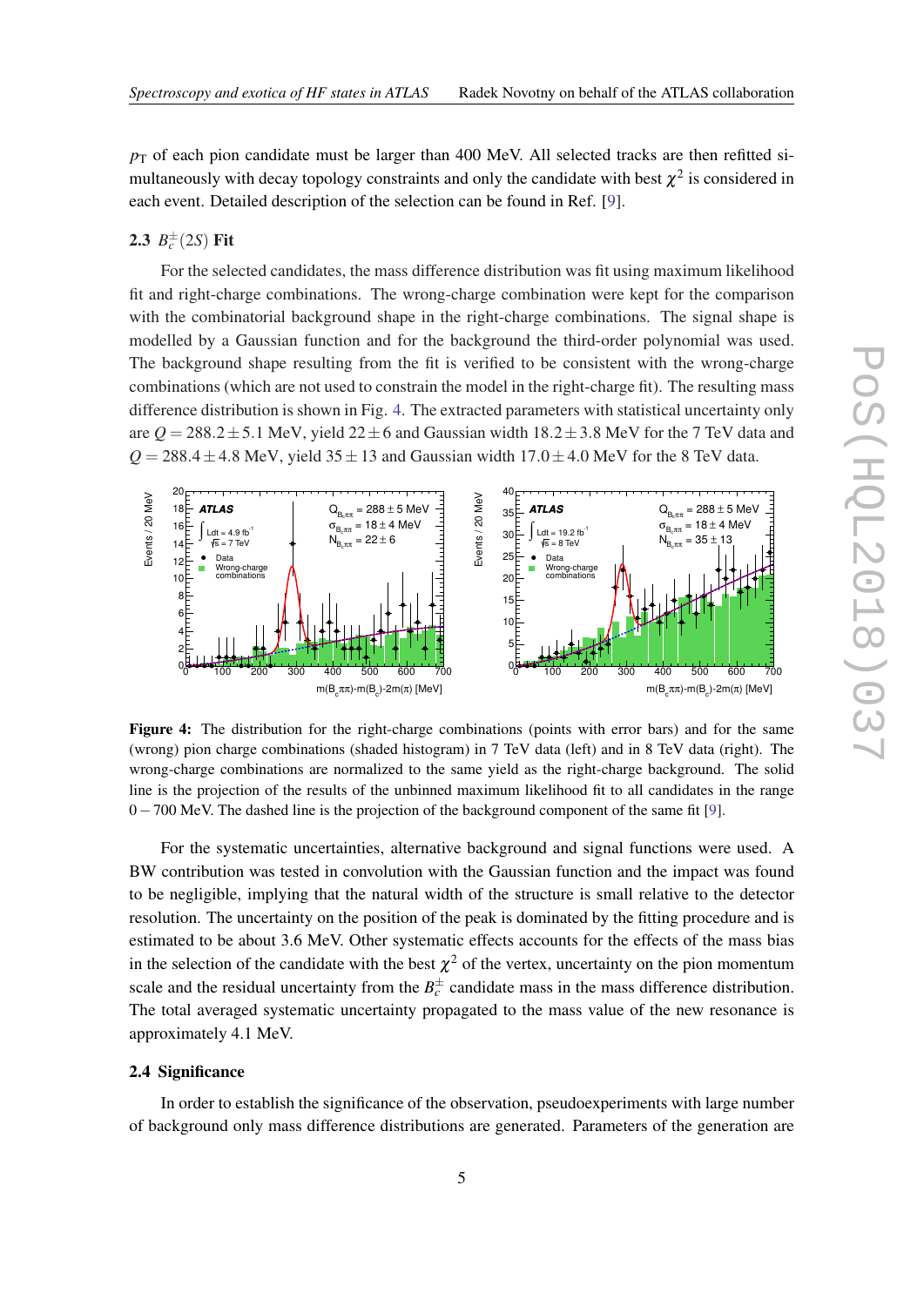$p_T$ of each pion candidate must be larger than 400 MeV. All selected tracks are then refitted simultaneously with decay topology constraints and only the candidate with best $\chi^2$ is considered in each event. Detailed description of the selection can be found in Ref. [9].

### 2.3 $B_c^{\pm}(2S)$ Fit

For the selected candidates, the mass difference distribution was fit using maximum likelihood fit and right-charge combinations. The wrong-charge combination were kept for the comparison with the combinatorial background shape in the right-charge combinations. The signal shape is modelled by a Gaussian function and for the background the third-order polynomial was used. The background shape resulting from the fit is verified to be consistent with the wrong-charge combinations (which are not used to constrain the model in the right-charge fit). The resulting mass difference distribution is shown in Fig. 4. The extracted parameters with statistical uncertainty only are $Q = 288.2 \pm 5.1$ MeV, yield $22 \pm 6$ and Gaussian width $18.2 \pm 3.8$ MeV for the 7 TeV data and $Q = 288.4 \pm 4.8$ MeV, yield $35 \pm 13$ and Gaussian width $17.0 \pm 4.0$ MeV for the 8 TeV data.

**Figure 4:** The distribution for the right-charge combinations (points with error bars) and for the same (wrong) pion charge combinations (shaded histogram) in 7 TeV data (left) and in 8 TeV data (right). The wrong-charge combinations are normalized to the same yield as the right-charge background. The solid line is the projection of the results of the unbinned maximum likelihood fit to all candidates in the range $0-700$ MeV. The dashed line is the projection of the background component of the same fit [9].

For the systematic uncertainties, alternative background and signal functions were used. A BW contribution was tested in convolution with the Gaussian function and the impact was found to be negligible, implying that the natural width of the structure is small relative to the detector resolution. The uncertainty on the position of the peak is dominated by the fitting procedure and is estimated to be about 3.6 MeV. Other systematic effects accounts for the effects of the mass bias in the selection of the candidate with the best $\chi^2$ of the vertex, uncertainty on the pion momentum scale and the residual uncertainty from the $B_c^{\pm}$ candidate mass in the mass difference distribution. The total averaged systematic uncertainty propagated to the mass value of the new resonance is approximately 4.1 MeV.

### 2.4 Significance

In order to establish the significance of the observation, pseudoexperiments with large number of background only mass difference distributions are generated. Parameters of the generation are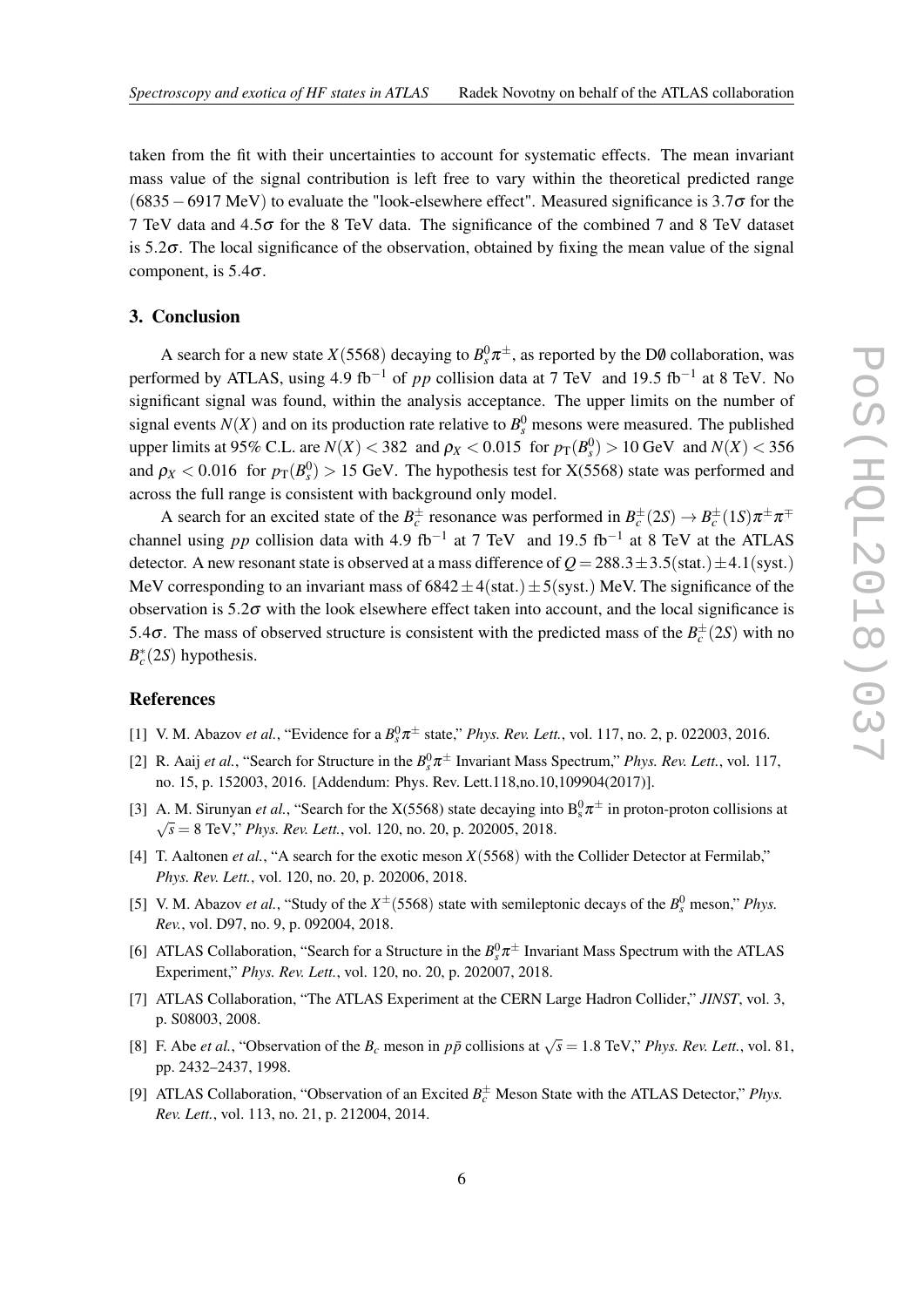taken from the fit with their uncertainties to account for systematic effects. The mean invariant mass value of the signal contribution is left free to vary within the theoretical predicted range $(6835-6917$ MeV$)$ to evaluate the "look-elsewhere effect". Measured significance is $3.7\sigma$ for the 7 TeV data and $4.5\sigma$ for the 8 TeV data. The significance of the combined 7 and 8 TeV dataset is $5.2\sigma$. The local significance of the observation, obtained by fixing the mean value of the signal component, is $5.4\sigma$.

## 3. Conclusion

A search for a new state $X(5568)$ decaying to $B_s^0\pi^\pm$, as reported by the D∅ collaboration, was performed by ATLAS, using 4.9 fb$^{-1}$ of $pp$ collision data at 7 TeV and 19.5 fb$^{-1}$ at 8 TeV. No significant signal was found, within the analysis acceptance. The upper limits on the number of signal events $N(X)$ and on its production rate relative to $B_s^0$ mesons were measured. The published upper limits at 95% C.L. are $N(X) < 382$ and $\rho_X < 0.015$ for $p_T(B_s^0) > 10$ GeV and $N(X) < 356$ and $\rho_X < 0.016$ for $p_T(B_s^0) > 15$ GeV. The hypothesis test for X(5568) state was performed and across the full range is consistent with background only model.

A search for an excited state of the $B_c^\pm$ resonance was performed in $B_c^\pm(2S) \to B_c^\pm(1S)\pi^\pm\pi^\mp$ channel using $pp$ collision data with 4.9 fb$^{-1}$ at 7 TeV and 19.5 fb$^{-1}$ at 8 TeV at the ATLAS detector. A new resonant state is observed at a mass difference of $Q = 288.3 \pm 3.5(\text{stat.}) \pm 4.1(\text{syst.})$ MeV corresponding to an invariant mass of $6842 \pm 4(\text{stat.}) \pm 5(\text{syst.})$ MeV. The significance of the observation is $5.2\sigma$ with the look elsewhere effect taken into account, and the local significance is $5.4\sigma$. The mass of observed structure is consistent with the predicted mass of the $B_c^\pm(2S)$ with no $B_c^*(2S)$ hypothesis.

## References

[1] V. M. Abazov *et al.*, "Evidence for a $B_s^0\pi^\pm$ state," *Phys. Rev. Lett.*, vol. 117, no. 2, p. 022003, 2016.

[2] R. Aaij *et al.*, "Search for Structure in the $B_s^0\pi^\pm$ Invariant Mass Spectrum," *Phys. Rev. Lett.*, vol. 117, no. 15, p. 152003, 2016. [Addendum: Phys. Rev. Lett.118,no.10,109904(2017)].

[3] A. M. Sirunyan *et al.*, "Search for the X(5568) state decaying into $B_s^0\pi^\pm$ in proton-proton collisions at $\sqrt{s} = 8$ TeV," *Phys. Rev. Lett.*, vol. 120, no. 20, p. 202005, 2018.

[4] T. Aaltonen *et al.*, "A search for the exotic meson $X(5568)$ with the Collider Detector at Fermilab," *Phys. Rev. Lett.*, vol. 120, no. 20, p. 202006, 2018.

[5] V. M. Abazov *et al.*, "Study of the $X^\pm(5568)$ state with semileptonic decays of the $B_s^0$ meson," *Phys. Rev.*, vol. D97, no. 9, p. 092004, 2018.

[6] ATLAS Collaboration, "Search for a Structure in the $B_s^0\pi^\pm$ Invariant Mass Spectrum with the ATLAS Experiment," *Phys. Rev. Lett.*, vol. 120, no. 20, p. 202007, 2018.

[7] ATLAS Collaboration, "The ATLAS Experiment at the CERN Large Hadron Collider," *JINST*, vol. 3, p. S08003, 2008.

[8] F. Abe *et al.*, "Observation of the $B_c$ meson in $p\bar{p}$ collisions at $\sqrt{s} = 1.8$ TeV," *Phys. Rev. Lett.*, vol. 81, pp. 2432–2437, 1998.

[9] ATLAS Collaboration, "Observation of an Excited $B_c^\pm$ Meson State with the ATLAS Detector," *Phys. Rev. Lett.*, vol. 113, no. 21, p. 212004, 2014.